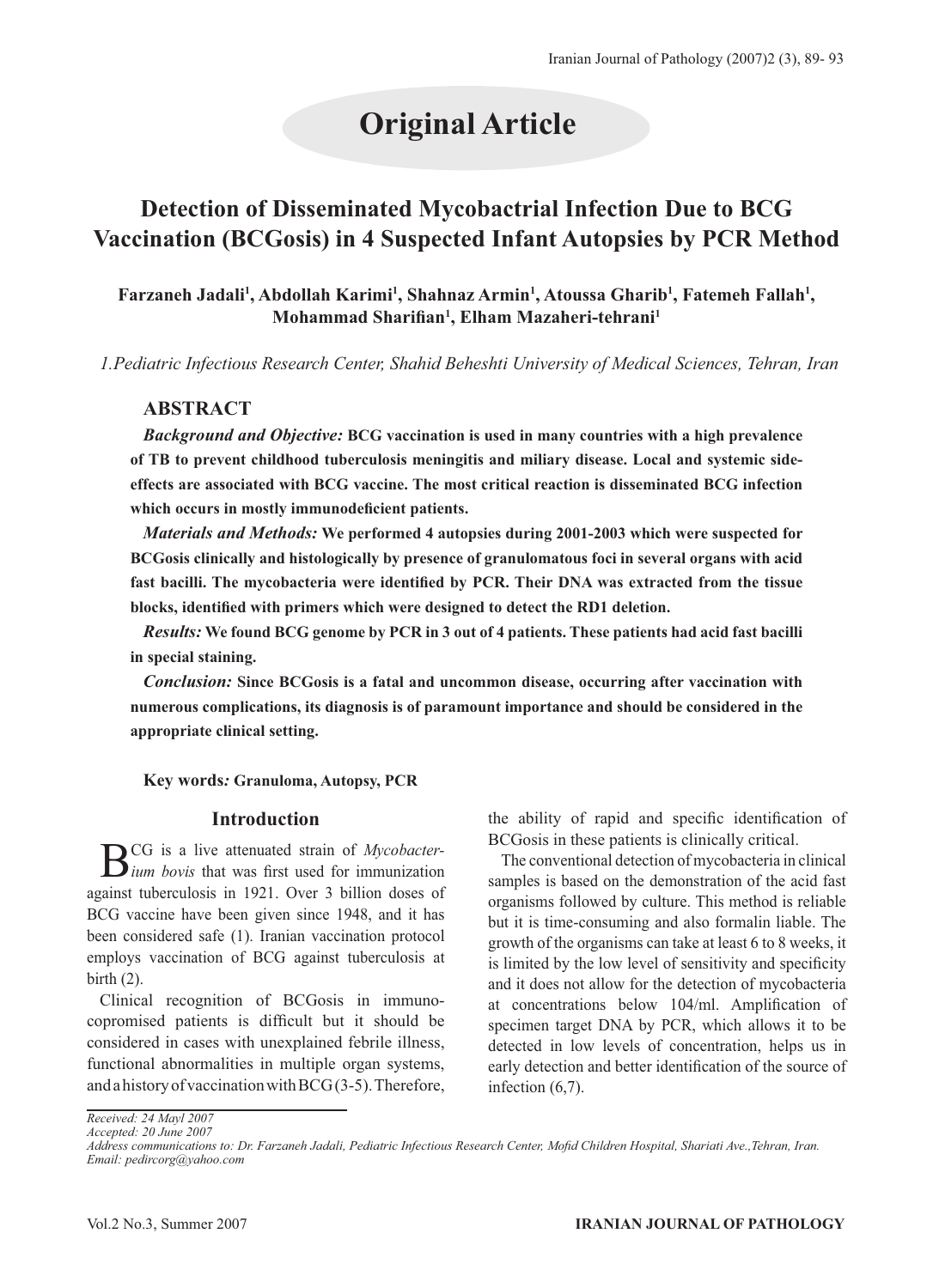# Original Article

## Detection of Disseminated Mycobactrial Infection Due to BCG Vaccination (BCGosis) in 4 Suspected Infant Autopsies by PCR Method

**Farzaneh Jadali[1], Abdollah Karimi[1], Shahnaz Armin[1], Atoussa Gharib[1], Fatemeh Fallah[1], Mohammad Sharifian[1], Elham Mazaheri-tehrani[1]**

*1.Pediatric Infectious Research Center, Shahid Beheshti University of Medical Sciences, Tehran, Iran*

### ABSTRACT

***Background and Objective:*** **BCG vaccination is used in many countries with a high prevalence of TB to prevent childhood tuberculosis meningitis and miliary disease. Local and systemic side-effects are associated with BCG vaccine. The most critical reaction is disseminated BCG infection which occurs in mostly immunodeficient patients.**

***Materials and Methods:*** **We performed 4 autopsies during 2001-2003 which were suspected for BCGosis clinically and histologically by presence of granulomatous foci in several organs with acid fast bacilli. The mycobacteria were identified by PCR. Their DNA was extracted from the tissue blocks, identified with primers which were designed to detect the RD1 deletion.**

***Results:*** **We found BCG genome by PCR in 3 out of 4 patients. These patients had acid fast bacilli in special staining.**

***Conclusion:*** **Since BCGosis is a fatal and uncommon disease, occurring after vaccination with numerous complications, its diagnosis is of paramount importance and should be considered in the appropriate clinical setting.**

**Key words*:* Granuloma, Autopsy, PCR**

### Introduction

BCG is a live attenuated strain of *Mycobacterium bovis* that was first used for immunization against tuberculosis in 1921. Over 3 billion doses of BCG vaccine have been given since 1948, and it has been considered safe (1). Iranian vaccination protocol employs vaccination of BCG against tuberculosis at birth (2).

Clinical recognition of BCGosis in immunocopromised patients is difficult but it should be considered in cases with unexplained febrile illness, functional abnormalities in multiple organ systems, and a history of vaccination with BCG (3-5). Therefore, the ability of rapid and specific identification of BCGosis in these patients is clinically critical.

The conventional detection of mycobacteria in clinical samples is based on the demonstration of the acid fast organisms followed by culture. This method is reliable but it is time-consuming and also formalin liable. The growth of the organisms can take at least 6 to 8 weeks, it is limited by the low level of sensitivity and specificity and it does not allow for the detection of mycobacteria at concentrations below 104/ml. Amplification of specimen target DNA by PCR, which allows it to be detected in low levels of concentration, helps us in early detection and better identification of the source of infection (6,7).

*Received: 24 Mayl 2007*
*Accepted: 20 June 2007*
*Address communications to: Dr. Farzaneh Jadali, Pediatric Infectious Research Center, Mofid Children Hospital, Shariati Ave.,Tehran, Iran.*
*Email: pedircorg@yahoo.com*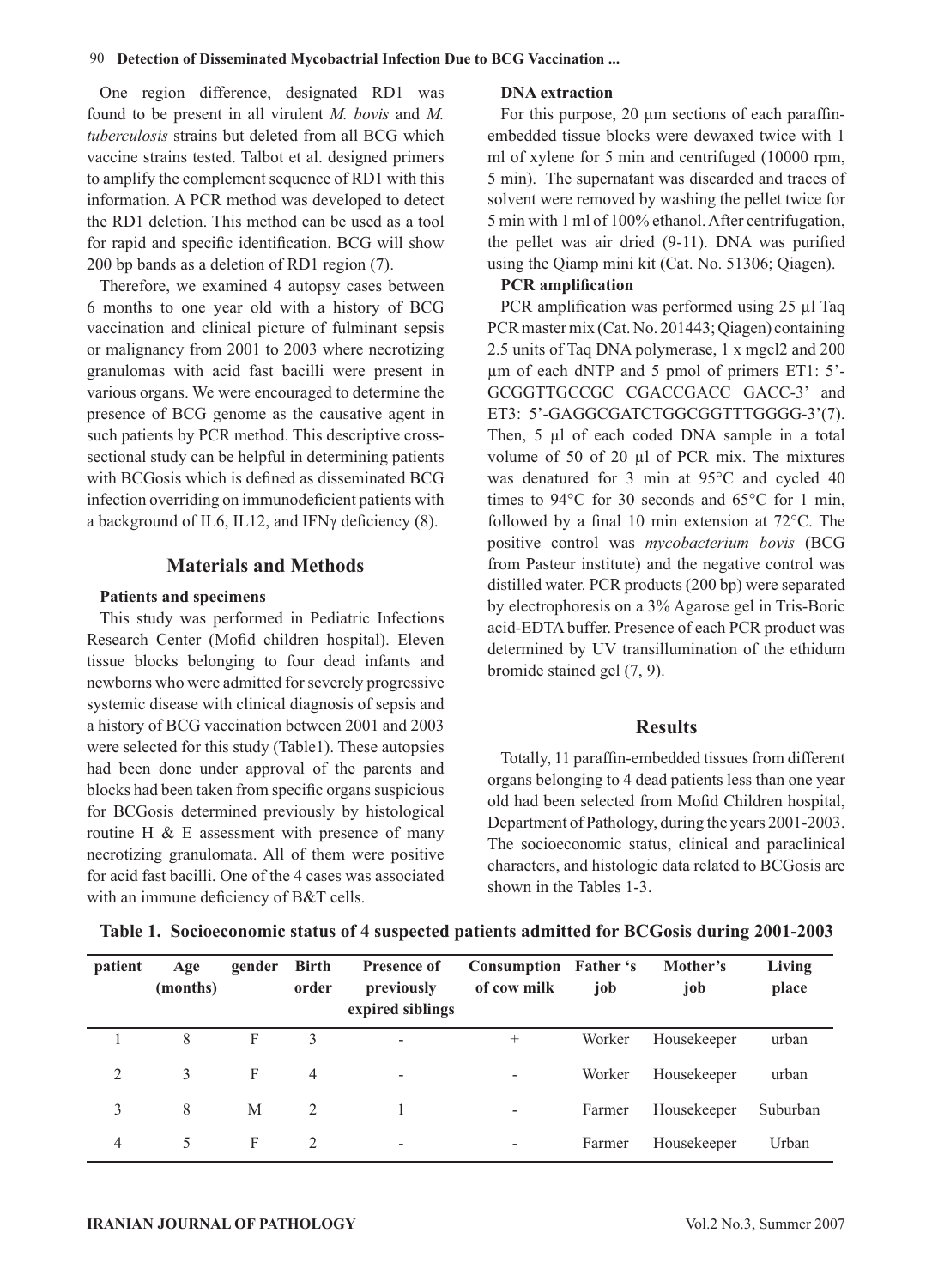One region difference, designated RD1 was found to be present in all virulent *M. bovis* and *M. tuberculosis* strains but deleted from all BCG which vaccine strains tested. Talbot et al. designed primers to amplify the complement sequence of RD1 with this information. A PCR method was developed to detect the RD1 deletion. This method can be used as a tool for rapid and specific identification. BCG will show 200 bp bands as a deletion of RD1 region (7).

Therefore, we examined 4 autopsy cases between 6 months to one year old with a history of BCG vaccination and clinical picture of fulminant sepsis or malignancy from 2001 to 2003 where necrotizing granulomas with acid fast bacilli were present in various organs. We were encouraged to determine the presence of BCG genome as the causative agent in such patients by PCR method. This descriptive cross-sectional study can be helpful in determining patients with BCGosis which is defined as disseminated BCG infection overriding on immunodeficient patients with a background of IL6, IL12, and IFNγ deficiency (8).

## Materials and Methods

### Patients and specimens

This study was performed in Pediatric Infections Research Center (Mofid children hospital). Eleven tissue blocks belonging to four dead infants and newborns who were admitted for severely progressive systemic disease with clinical diagnosis of sepsis and a history of BCG vaccination between 2001 and 2003 were selected for this study (Table1). These autopsies had been done under approval of the parents and blocks had been taken from specific organs suspicious for BCGosis determined previously by histological routine H & E assessment with presence of many necrotizing granulomata. All of them were positive for acid fast bacilli. One of the 4 cases was associated with an immune deficiency of B&T cells.

### DNA extraction

For this purpose, 20 µm sections of each paraffin-embedded tissue blocks were dewaxed twice with 1 ml of xylene for 5 min and centrifuged (10000 rpm, 5 min). The supernatant was discarded and traces of solvent were removed by washing the pellet twice for 5 min with 1 ml of 100% ethanol. After centrifugation, the pellet was air dried (9-11). DNA was purified using the Qiamp mini kit (Cat. No. 51306; Qiagen).

### PCR amplification

PCR amplification was performed using 25 µl Taq PCR master mix (Cat. No. 201443; Qiagen) containing 2.5 units of Taq DNA polymerase, 1 x mgcl2 and 200 µm of each dNTP and 5 pmol of primers ET1: 5'-GCGGTTGCCGC CGACCGACC GACC-3' and ET3: 5'-GAGGCGATCTGGCGGTTTGGGG-3'(7). Then, 5 µl of each coded DNA sample in a total volume of 50 of 20 µl of PCR mix. The mixtures was denatured for 3 min at 95°C and cycled 40 times to 94°C for 30 seconds and 65°C for 1 min, followed by a final 10 min extension at 72°C. The positive control was *mycobacterium bovis* (BCG from Pasteur institute) and the negative control was distilled water. PCR products (200 bp) were separated by electrophoresis on a 3% Agarose gel in Tris-Boric acid-EDTA buffer. Presence of each PCR product was determined by UV transillumination of the ethidum bromide stained gel (7, 9).

## Results

Totally, 11 paraffin-embedded tissues from different organs belonging to 4 dead patients less than one year old had been selected from Mofid Children hospital, Department of Pathology, during the years 2001-2003. The socioeconomic status, clinical and paraclinical characters, and histologic data related to BCGosis are shown in the Tables 1-3.

**Table 1. Socioeconomic status of 4 suspected patients admitted for BCGosis during 2001-2003**

| patient | Age (months) | gender | Birth order | Presence of previously expired siblings | Consumption of cow milk | Father 's job | Mother's job | Living place |
|---|---|---|---|---|---|---|---|---|
| 1 | 8 | F | 3 | - | + | Worker | Housekeeper | urban |
| 2 | 3 | F | 4 | - | - | Worker | Housekeeper | urban |
| 3 | 8 | M | 2 | 1 | - | Farmer | Housekeeper | Suburban |
| 4 | 5 | F | 2 | - | - | Farmer | Housekeeper | Urban |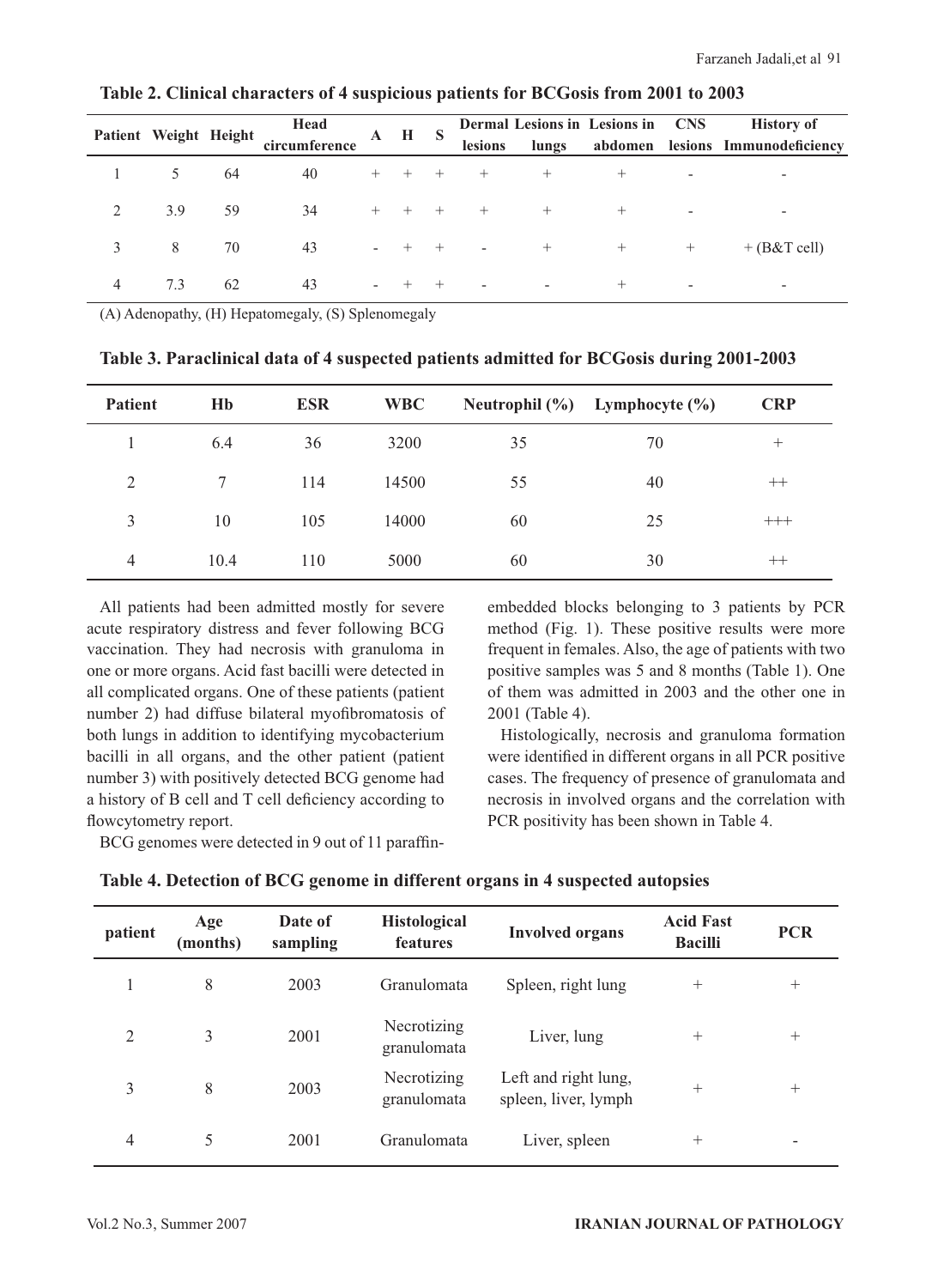**Table 2. Clinical characters of 4 suspicious patients for BCGosis from 2001 to 2003**

| Patient | Weight | Height | Head circumference | A | H | S | Dermal lesions | Lesions in lungs | Lesions in abdomen | CNS lesions | History of Immunodeficiency |
|---|---|---|---|---|---|---|---|---|---|---|---|
| 1 | 5 | 64 | 40 | + | + | + | + | + | + | - | - |
| 2 | 3.9 | 59 | 34 | + | + | + | + | + | + | - | - |
| 3 | 8 | 70 | 43 | - | + | + | - | + | + | + | + (B&T cell) |
| 4 | 7.3 | 62 | 43 | - | + | + | - | - | + | - | - |

(A) Adenopathy, (H) Hepatomegaly, (S) Splenomegaly

**Table 3. Paraclinical data of 4 suspected patients admitted for BCGosis during 2001-2003**

| Patient | Hb | ESR | WBC | Neutrophil (%) | Lymphocyte (%) | CRP |
|---|---|---|---|---|---|---|
| 1 | 6.4 | 36 | 3200 | 35 | 70 | + |
| 2 | 7 | 114 | 14500 | 55 | 40 | ++ |
| 3 | 10 | 105 | 14000 | 60 | 25 | +++ |
| 4 | 10.4 | 110 | 5000 | 60 | 30 | ++ |

All patients had been admitted mostly for severe acute respiratory distress and fever following BCG vaccination. They had necrosis with granuloma in one or more organs. Acid fast bacilli were detected in all complicated organs. One of these patients (patient number 2) had diffuse bilateral myofibromatosis of both lungs in addition to identifying mycobacterium bacilli in all organs, and the other patient (patient number 3) with positively detected BCG genome had a history of B cell and T cell deficiency according to flowcytometry report.

BCG genomes were detected in 9 out of 11 paraffin-embedded blocks belonging to 3 patients by PCR method (Fig. 1). These positive results were more frequent in females. Also, the age of patients with two positive samples was 5 and 8 months (Table 1). One of them was admitted in 2003 and the other one in 2001 (Table 4).

Histologically, necrosis and granuloma formation were identified in different organs in all PCR positive cases. The frequency of presence of granulomata and necrosis in involved organs and the correlation with PCR positivity has been shown in Table 4.

**Table 4. Detection of BCG genome in different organs in 4 suspected autopsies**

| patient | Age (months) | Date of sampling | Histological features | Involved organs | Acid Fast Bacilli | PCR |
|---|---|---|---|---|---|---|
| 1 | 8 | 2003 | Granulomata | Spleen, right lung | + | + |
| 2 | 3 | 2001 | Necrotizing granulomata | Liver, lung | + | + |
| 3 | 8 | 2003 | Necrotizing granulomata | Left and right lung, spleen, liver, lymph | + | + |
| 4 | 5 | 2001 | Granulomata | Liver, spleen | + | - |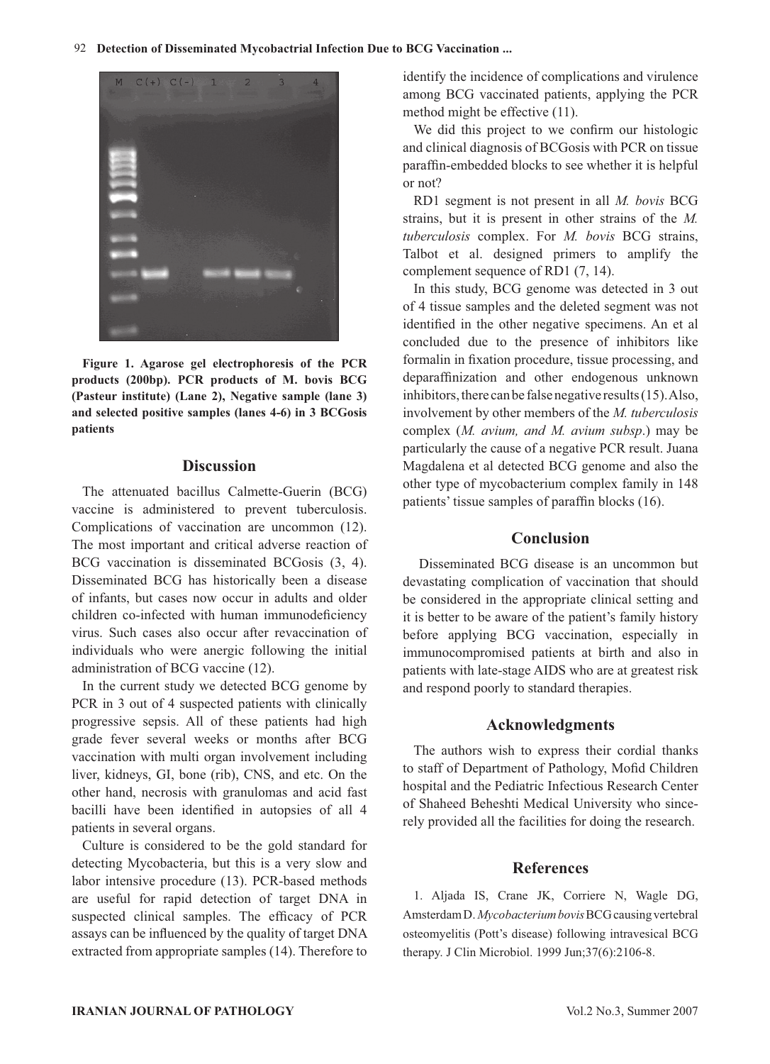**Figure 1. Agarose gel electrophoresis of the PCR products (200bp). PCR products of M. bovis BCG (Pasteur institute) (Lane 2), Negative sample (lane 3) and selected positive samples (lanes 4-6) in 3 BCGosis patients**

## Discussion

The attenuated bacillus Calmette-Guerin (BCG) vaccine is administered to prevent tuberculosis. Complications of vaccination are uncommon (12). The most important and critical adverse reaction of BCG vaccination is disseminated BCGosis (3, 4). Disseminated BCG has historically been a disease of infants, but cases now occur in adults and older children co-infected with human immunodeficiency virus. Such cases also occur after revaccination of individuals who were anergic following the initial administration of BCG vaccine (12).

In the current study we detected BCG genome by PCR in 3 out of 4 suspected patients with clinically progressive sepsis. All of these patients had high grade fever several weeks or months after BCG vaccination with multi organ involvement including liver, kidneys, GI, bone (rib), CNS, and etc. On the other hand, necrosis with granulomas and acid fast bacilli have been identified in autopsies of all 4 patients in several organs.

Culture is considered to be the gold standard for detecting Mycobacteria, but this is a very slow and labor intensive procedure (13). PCR-based methods are useful for rapid detection of target DNA in suspected clinical samples. The efficacy of PCR assays can be influenced by the quality of target DNA extracted from appropriate samples (14). Therefore to identify the incidence of complications and virulence among BCG vaccinated patients, applying the PCR method might be effective (11).

We did this project to we confirm our histologic and clinical diagnosis of BCGosis with PCR on tissue paraffin-embedded blocks to see whether it is helpful or not?

RD1 segment is not present in all *M. bovis* BCG strains, but it is present in other strains of the *M. tuberculosis* complex. For *M. bovis* BCG strains, Talbot et al. designed primers to amplify the complement sequence of RD1 (7, 14).

In this study, BCG genome was detected in 3 out of 4 tissue samples and the deleted segment was not identified in the other negative specimens. An et al concluded due to the presence of inhibitors like formalin in fixation procedure, tissue processing, and deparaffinization and other endogenous unknown inhibitors, there can be false negative results (15). Also, involvement by other members of the *M. tuberculosis* complex (*M. avium, and M. avium subsp*.) may be particularly the cause of a negative PCR result. Juana Magdalena et al detected BCG genome and also the other type of mycobacterium complex family in 148 patients' tissue samples of paraffin blocks (16).

## Conclusion

Disseminated BCG disease is an uncommon but devastating complication of vaccination that should be considered in the appropriate clinical setting and it is better to be aware of the patient's family history before applying BCG vaccination, especially in immunocompromised patients at birth and also in patients with late-stage AIDS who are at greatest risk and respond poorly to standard therapies.

## Acknowledgments

The authors wish to express their cordial thanks to staff of Department of Pathology, Mofid Children hospital and the Pediatric Infectious Research Center of Shaheed Beheshti Medical University who sincerely provided all the facilities for doing the research.

## References

1. Aljada IS, Crane JK, Corriere N, Wagle DG, Amsterdam D. *Mycobacterium bovis* BCG causing vertebral osteomyelitis (Pott's disease) following intravesical BCG therapy. J Clin Microbiol. 1999 Jun;37(6):2106-8.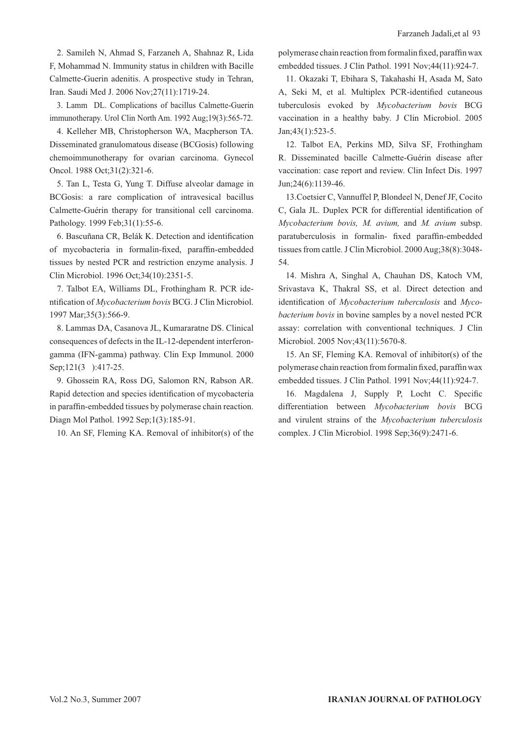2. Samileh N, Ahmad S, Farzaneh A, Shahnaz R, Lida F, Mohammad N. Immunity status in children with Bacille Calmette-Guerin adenitis. A prospective study in Tehran, Iran. Saudi Med J. 2006 Nov;27(11):1719-24.

3. Lamm DL. Complications of bacillus Calmette-Guerin immunotherapy. Urol Clin North Am. 1992 Aug;19(3):565-72.

4. Kelleher MB, Christopherson WA, Macpherson TA. Disseminated granulomatous disease (BCGosis) following chemoimmunotherapy for ovarian carcinoma. Gynecol Oncol. 1988 Oct;31(2):321-6.

5. Tan L, Testa G, Yung T. Diffuse alveolar damage in BCGosis: a rare complication of intravesical bacillus Calmette-Guérin therapy for transitional cell carcinoma. Pathology. 1999 Feb;31(1):55-6.

6. Bascuñana CR, Belák K. Detection and identification of mycobacteria in formalin-fixed, paraffin-embedded tissues by nested PCR and restriction enzyme analysis. J Clin Microbiol. 1996 Oct;34(10):2351-5.

7. Talbot EA, Williams DL, Frothingham R. PCR identification of *Mycobacterium bovis* BCG. J Clin Microbiol. 1997 Mar;35(3):566-9.

8. Lammas DA, Casanova JL, Kumararatne DS. Clinical consequences of defects in the IL-12-dependent interferon-gamma (IFN-gamma) pathway. Clin Exp Immunol. 2000 Sep;121(3 ):417-25.

9. Ghossein RA, Ross DG, Salomon RN, Rabson AR. Rapid detection and species identification of mycobacteria in paraffin-embedded tissues by polymerase chain reaction. Diagn Mol Pathol. 1992 Sep;1(3):185-91.

10. An SF, Fleming KA. Removal of inhibitor(s) of the polymerase chain reaction from formalin fixed, paraffin wax embedded tissues. J Clin Pathol. 1991 Nov;44(11):924-7.

11. Okazaki T, Ebihara S, Takahashi H, Asada M, Sato A, Seki M, et al. Multiplex PCR-identified cutaneous tuberculosis evoked by *Mycobacterium bovis* BCG vaccination in a healthy baby. J Clin Microbiol. 2005 Jan;43(1):523-5.

12. Talbot EA, Perkins MD, Silva SF, Frothingham R. Disseminated bacille Calmette-Guérin disease after vaccination: case report and review. Clin Infect Dis. 1997 Jun;24(6):1139-46.

13.Coetsier C, Vannuffel P, Blondeel N, Denef JF, Cocito C, Gala JL. Duplex PCR for differential identification of *Mycobacterium bovis, M. avium,* and *M. avium* subsp. paratuberculosis in formalin- fixed paraffin-embedded tissues from cattle. J Clin Microbiol. 2000 Aug;38(8):3048-54.

14. Mishra A, Singhal A, Chauhan DS, Katoch VM, Srivastava K, Thakral SS, et al. Direct detection and identification of *Mycobacterium tuberculosis* and *Mycobacterium bovis* in bovine samples by a novel nested PCR assay: correlation with conventional techniques. J Clin Microbiol. 2005 Nov;43(11):5670-8.

15. An SF, Fleming KA. Removal of inhibitor(s) of the polymerase chain reaction from formalin fixed, paraffin wax embedded tissues. J Clin Pathol. 1991 Nov;44(11):924-7.

16. Magdalena J, Supply P, Locht C. Specific differentiation between *Mycobacterium bovis* BCG and virulent strains of the *Mycobacterium tuberculosis* complex. J Clin Microbiol. 1998 Sep;36(9):2471-6.